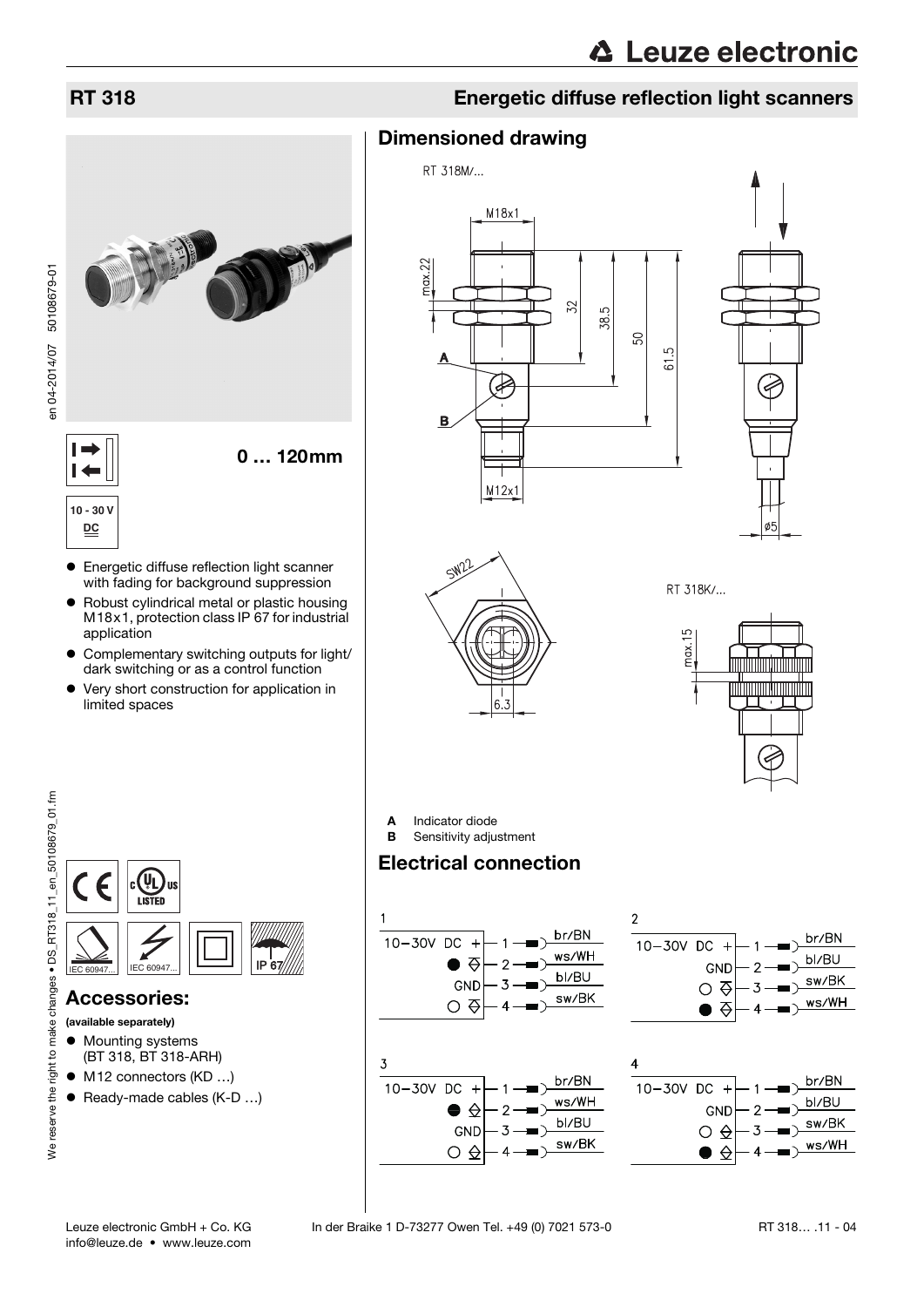# RT 318

## Energetic diffuse reflection light scanners

0 … 120mm

10 - 30 V DC

- Energetic diffuse reflection light scanner with fading for background suppression
- Robust cylindrical metal or plastic housing M18x1, protection class IP 67 for industrial application
- Complementary switching outputs for light/dark switching or as a control function
- Very short construction for application in limited spaces

## Accessories:

**(available separately)**

- Mounting systems (BT 318, BT 318-ARH)
- M12 connectors (KD …)
- Ready-made cables (K-D …)

## Dimensioned drawing

RT 318M/...

RT 318K/...

**A** Indicator diode
**B** Sensitivity adjustment

## Electrical connection

1

| | Pin | Wire |
|---|---|---|
| 10-30V DC + | 1 | br/BN |
| ● (light) | 2 | ws/WH |
| GND | 3 | bl/BU |
| ○ (dark) | 4 | sw/BK |

2

| | Pin | Wire |
|---|---|---|
| 10-30V DC + | 1 | br/BN |
| GND | 2 | bl/BU |
| ○ (dark) | 3 | sw/BK |
| ● (light) | 4 | ws/WH |

3

| | Pin | Wire |
|---|---|---|
| 10-30V DC + | 1 | br/BN |
| ● (light) | 2 | ws/WH |
| GND | 3 | bl/BU |
| ○ (dark) | 4 | sw/BK |

4

| | Pin | Wire |
|---|---|---|
| 10-30V DC + | 1 | br/BN |
| GND | 2 | bl/BU |
| ○ (dark) | 3 | sw/BK |
| ● (light) | 4 | ws/WH |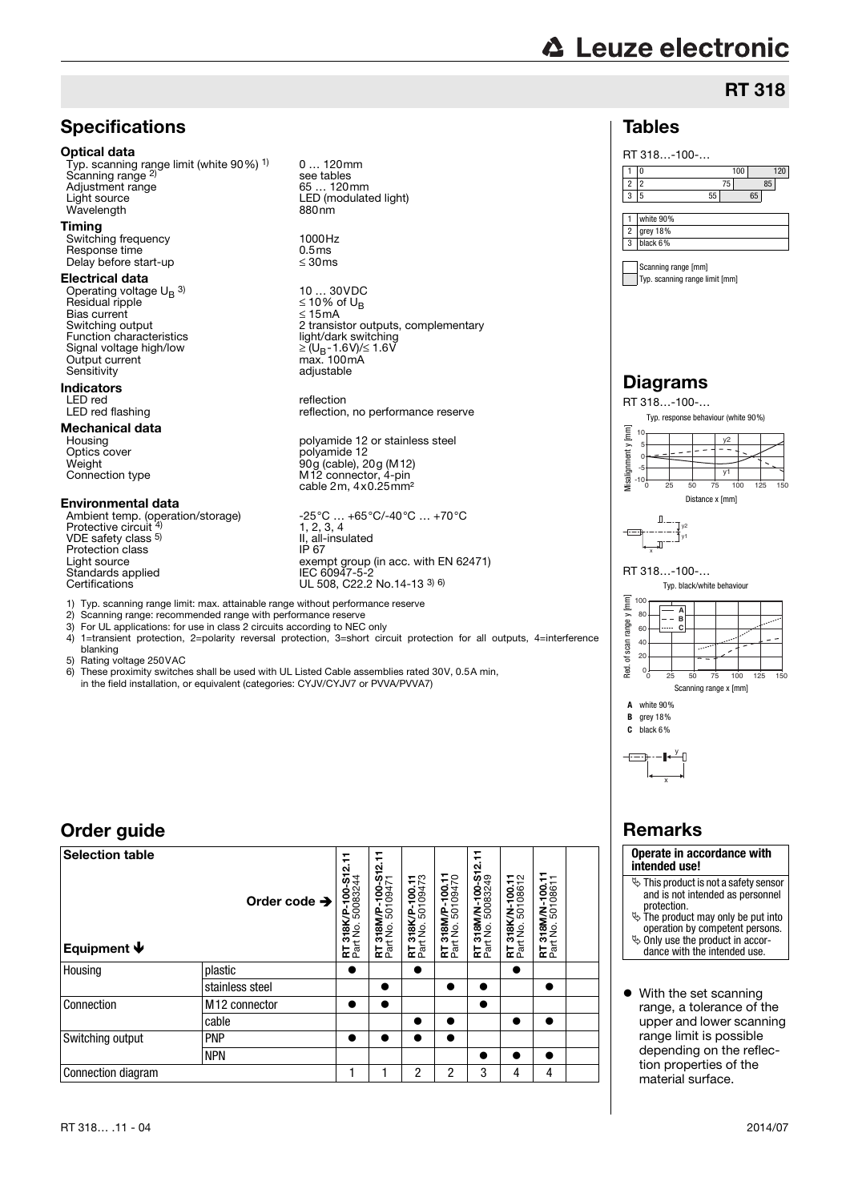# RT 318

## Specifications

### Optical data

| | |
|---|---|
| Typ. scanning range limit (white 90%) 1) | 0 … 120mm |
| Scanning range 2) | see tables |
| Adjustment range | 65 … 120mm |
| Light source | LED (modulated light) |
| Wavelength | 880nm |

### Timing

| | |
|---|---|
| Switching frequency | 1000Hz |
| Response time | 0.5ms |
| Delay before start-up | ≤ 30ms |

### Electrical data

| | |
|---|---|
| Operating voltage $U_B$ 3) | 10 … 30VDC |
| Residual ripple | ≤ 10% of $U_B$ |
| Bias current | ≤ 15mA |
| Switching output | 2 transistor outputs, complementary |
| Function characteristics | light/dark switching |
| Signal voltage high/low | ≥ ($U_B$-1.6V)/≤ 1.6V |
| Output current | max. 100mA |
| Sensitivity | adjustable |

### Indicators

| | |
|---|---|
| LED red | reflection |
| LED red flashing | reflection, no performance reserve |

### Mechanical data

| | |
|---|---|
| Housing | polyamide 12 or stainless steel |
| Optics cover | polyamide 12 |
| Weight | 90g (cable), 20g (M12) |
| Connection type | M12 connector, 4-pin<br>cable 2m, 4x0.25mm² |

### Environmental data

| | |
|---|---|
| Ambient temp. (operation/storage) | -25°C … +65°C/-40°C … +70°C |
| Protective circuit 4) | 1, 2, 3, 4 |
| VDE safety class 5) | II, all-insulated |
| Protection class | IP 67 |
| Light source | exempt group (in acc. with EN 62471) |
| Standards applied | IEC 60947-5-2 |
| Certifications | UL 508, C22.2 No.14-13 3) 6) |

1) Typ. scanning range limit: max. attainable range without performance reserve
2) Scanning range: recommended range with performance reserve
3) For UL applications: for use in class 2 circuits according to NEC only
4) 1=transient protection, 2=polarity reversal protection, 3=short circuit protection for all outputs, 4=interference blanking
5) Rating voltage 250VAC
6) These proximity switches shall be used with UL Listed Cable assemblies rated 30V, 0.5A min, in the field installation, or equivalent (categories: CYJV/CYJV7 or PVVA/PVVA7)

## Tables

RT 318…-100-…

| | | | |
|---|---|---|---|
| 1 | 0 | 100 | 120 |
| 2 | 2 | 75 | 85 |
| 3 | 5 | 55 | 65 |

| | |
|---|---|
| 1 | white 90% |
| 2 | grey 18% |
| 3 | black 6% |

Scanning range [mm]
Typ. scanning range limit [mm]

## Diagrams

RT 318…-100-…

Typ. response behaviour (white 90%)

Misalignment y [mm]
10
5
0
-5
-10
0 25 50 75 100 125 150
Distance x [mm]
y2
y1
x

RT 318…-100-…

Typ. black/white behaviour

Red. of scan range y [mm]
100
80
60
40
20
0
0 25 50 75 100 125 150
Scanning range x [mm]
A
B
C

**A** white 90%
**B** grey 18%
**C** black 6%

y
x

## Order guide

| Selection table<br>Equipment ↓ | Order code → | RT 318K/P-100-S12.11<br>Part No. 50083244 | RT 318M/P-100-S12.11<br>Part No. 50109471 | RT 318K/P-100.11<br>Part No. 50109473 | RT 318M/P-100.11<br>Part No. 50109470 | RT 318M/N-100-S12.11<br>Part No. 50083249 | RT 318K/N-100.11<br>Part No. 50108612 | RT 318M/N-100.11<br>Part No. 50108611 | |
|---|---|---|---|---|---|---|---|---|---|
| Housing | plastic | ● | | ● | | | ● | | |
| | stainless steel | | ● | | ● | ● | | ● | |
| Connection | M12 connector | ● | ● | | | ● | | | |
| | cable | | | ● | ● | | ● | ● | |
| Switching output | PNP | ● | ● | ● | ● | | | | |
| | NPN | | | | | ● | ● | ● | |
| Connection diagram | | 1 | 1 | 2 | 2 | 3 | 4 | 4 | |

## Remarks

**Operate in accordance with intended use!**

- This product is not a safety sensor and is not intended as personnel protection.
- The product may only be put into operation by competent persons.
- Only use the product in accordance with the intended use.

- With the set scanning range, a tolerance of the upper and lower scanning range limit is possible depending on the reflection properties of the material surface.